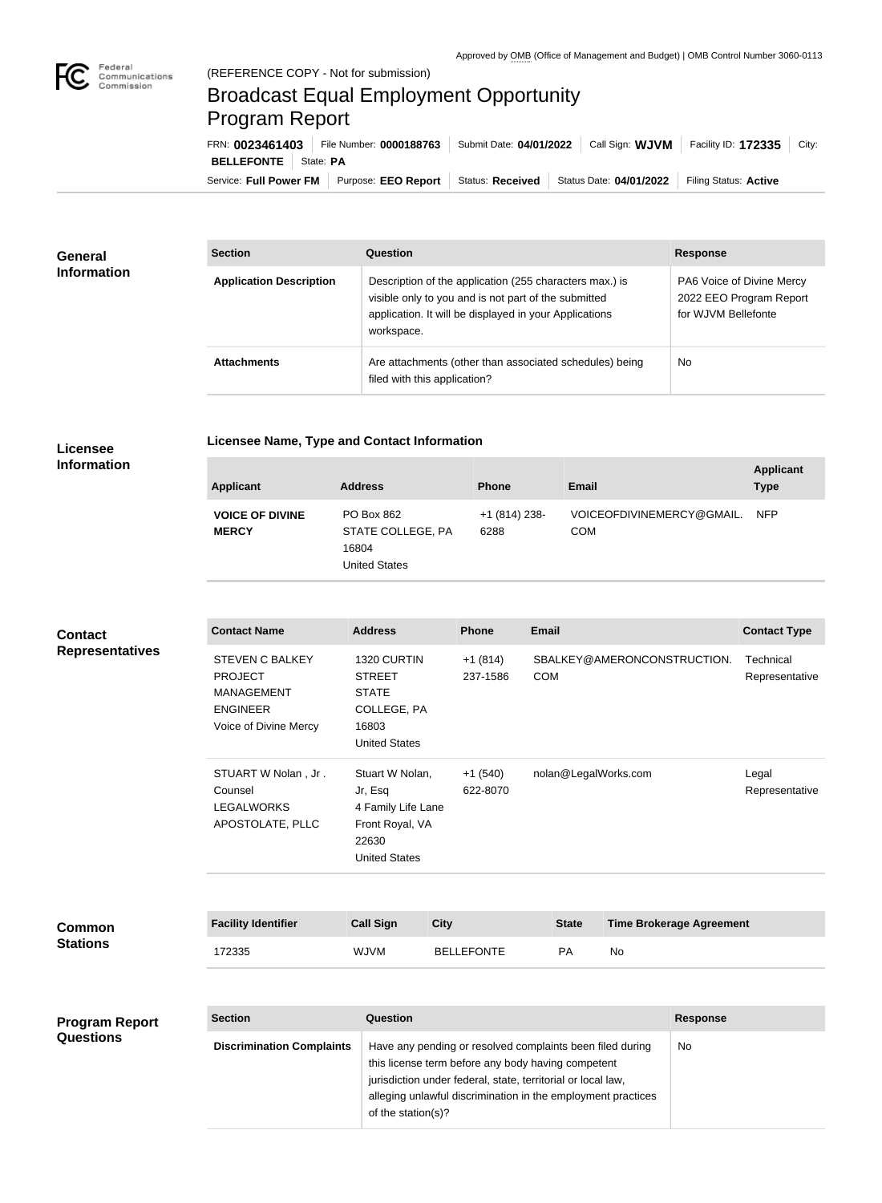Approved by OMB (Office of Management and Budget) | OMB Control Number 3060-0113

(REFERENCE COPY - Not for submission)

# Broadcast Equal Employment Opportunity Program Report

FRN: **0023461403** | File Number: **0000188763** | Submit Date: **04/01/2022** | Call Sign: **WJVM** | Facility ID: **172335** | City: **BELLEFONTE** | State: **PA**

Service: **Full Power FM** | Purpose: **EEO Report** | Status: **Received** | Status Date: **04/01/2022** | Filing Status: **Active**

## General Information

| Section | Question | Response |
| --- | --- | --- |
| **Application Description** | Description of the application (255 characters max.) is visible only to you and is not part of the submitted application. It will be displayed in your Applications workspace. | PA6 Voice of Divine Mercy 2022 EEO Program Report for WJVM Bellefonte |
| **Attachments** | Are attachments (other than associated schedules) being filed with this application? | No |

## Licensee Information

**Licensee Name, Type and Contact Information**

| Applicant | Address | Phone | Email | Applicant Type |
| --- | --- | --- | --- | --- |
| **VOICE OF DIVINE MERCY** | PO Box 862 STATE COLLEGE, PA 16804 United States | +1 (814) 238-6288 | VOICEOFDIVINEMERCY@GMAIL.COM | NFP |

## Contact Representatives

| Contact Name | Address | Phone | Email | Contact Type |
| --- | --- | --- | --- | --- |
| STEVEN C BALKEY PROJECT MANAGEMENT ENGINEER Voice of Divine Mercy | 1320 CURTIN STREET STATE COLLEGE, PA 16803 United States | +1 (814) 237-1586 | SBALKEY@AMERONCONSTRUCTION.COM | Technical Representative |
| STUART W Nolan , Jr . Counsel LEGALWORKS APOSTOLATE, PLLC | Stuart W Nolan, Jr, Esq 4 Family Life Lane Front Royal, VA 22630 United States | +1 (540) 622-8070 | nolan@LegalWorks.com | Legal Representative |

## Common Stations

| Facility Identifier | Call Sign | City | State | Time Brokerage Agreement |
| --- | --- | --- | --- | --- |
| 172335 | WJVM | BELLEFONTE | PA | No |

## Program Report Questions

| Section | Question | Response |
| --- | --- | --- |
| **Discrimination Complaints** | Have any pending or resolved complaints been filed during this license term before any body having competent jurisdiction under federal, state, territorial or local law, alleging unlawful discrimination in the employment practices of the station(s)? | No |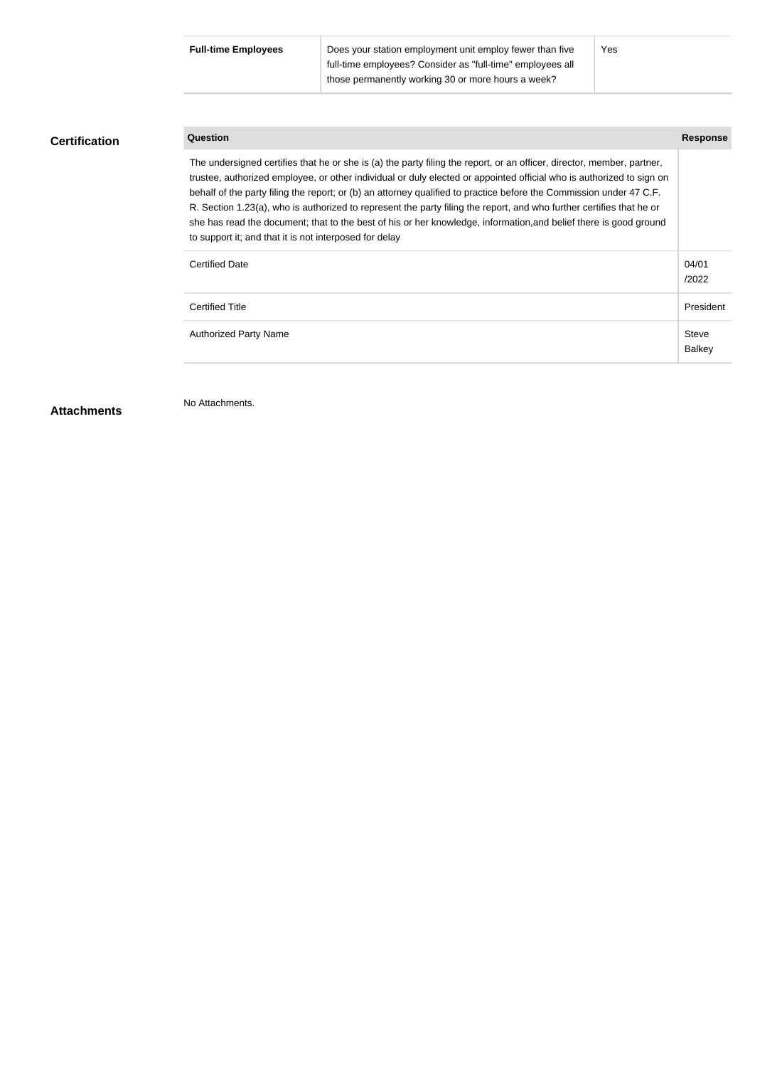| | | |
|---|---|---|
| **Full-time Employees** | Does your station employment unit employ fewer than five full-time employees? Consider as "full-time" employees all those permanently working 30 or more hours a week? | Yes |

## Certification

| Question | Response |
|---|---|
| The undersigned certifies that he or she is (a) the party filing the report, or an officer, director, member, partner, trustee, authorized employee, or other individual or duly elected or appointed official who is authorized to sign on behalf of the party filing the report; or (b) an attorney qualified to practice before the Commission under 47 C.F. R. Section 1.23(a), who is authorized to represent the party filing the report, and who further certifies that he or she has read the document; that to the best of his or her knowledge, information,and belief there is good ground to support it; and that it is not interposed for delay | |
| Certified Date | 04/01/2022 |
| Certified Title | President |
| Authorized Party Name | Steve Balkey |

## Attachments

No Attachments.